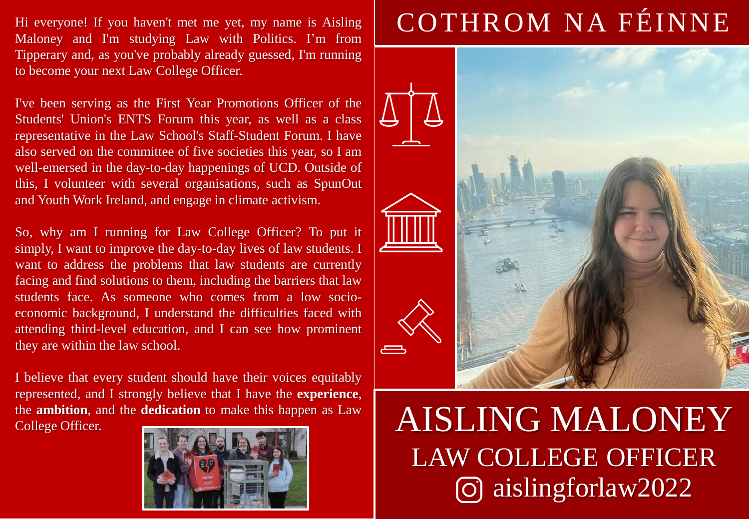# COTHROM NA FÉINNE

Hi everyone! If you haven't met me yet, my name is Aisling Maloney and I'm studying Law with Politics. I'm from Tipperary and, as you've probably already guessed, I'm running to become your next Law College Officer.

I've been serving as the First Year Promotions Officer of the Students' Union's ENTS Forum this year, as well as a class representative in the Law School's Staff-Student Forum. I have also served on the committee of five societies this year, so I am well-emersed in the day-to-day happenings of UCD. Outside of this, I volunteer with several organisations, such as SpunOut and Youth Work Ireland, and engage in climate activism.

So, why am I running for Law College Officer? To put it simply, I want to improve the day-to-day lives of law students. I want to address the problems that law students are currently facing and find solutions to them, including the barriers that law students face. As someone who comes from a low socio-economic background, I understand the difficulties faced with attending third-level education, and I can see how prominent they are within the law school.

I believe that every student should have their voices equitably represented, and I strongly believe that I have the **experience**, the **ambition**, and the **dedication** to make this happen as Law College Officer.

# AISLING MALONEY

## LAW COLLEGE OFFICER

aislingforlaw2022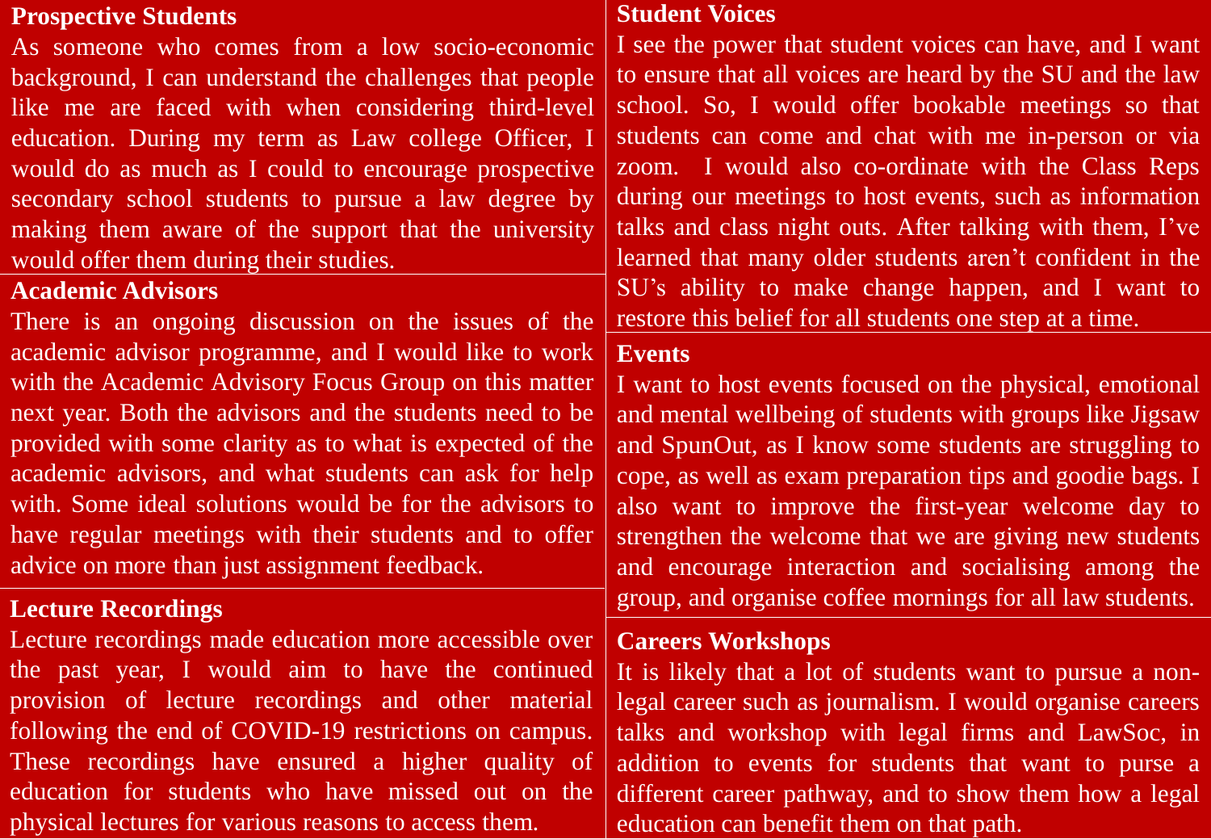## Prospective Students

As someone who comes from a low socio-economic background, I can understand the challenges that people like me are faced with when considering third-level education. During my term as Law college Officer, I would do as much as I could to encourage prospective secondary school students to pursue a law degree by making them aware of the support that the university would offer them during their studies.

## Academic Advisors

There is an ongoing discussion on the issues of the academic advisor programme, and I would like to work with the Academic Advisory Focus Group on this matter next year. Both the advisors and the students need to be provided with some clarity as to what is expected of the academic advisors, and what students can ask for help with. Some ideal solutions would be for the advisors to have regular meetings with their students and to offer advice on more than just assignment feedback.

## Lecture Recordings

Lecture recordings made education more accessible over the past year, I would aim to have the continued provision of lecture recordings and other material following the end of COVID-19 restrictions on campus. These recordings have ensured a higher quality of education for students who have missed out on the physical lectures for various reasons to access them.

## Student Voices

I see the power that student voices can have, and I want to ensure that all voices are heard by the SU and the law school. So, I would offer bookable meetings so that students can come and chat with me in-person or via zoom. I would also co-ordinate with the Class Reps during our meetings to host events, such as information talks and class night outs. After talking with them, I've learned that many older students aren't confident in the SU's ability to make change happen, and I want to restore this belief for all students one step at a time.

## Events

I want to host events focused on the physical, emotional and mental wellbeing of students with groups like Jigsaw and SpunOut, as I know some students are struggling to cope, as well as exam preparation tips and goodie bags. I also want to improve the first-year welcome day to strengthen the welcome that we are giving new students and encourage interaction and socialising among the group, and organise coffee mornings for all law students.

## Careers Workshops

It is likely that a lot of students want to pursue a non-legal career such as journalism. I would organise careers talks and workshop with legal firms and LawSoc, in addition to events for students that want to purse a different career pathway, and to show them how a legal education can benefit them on that path.